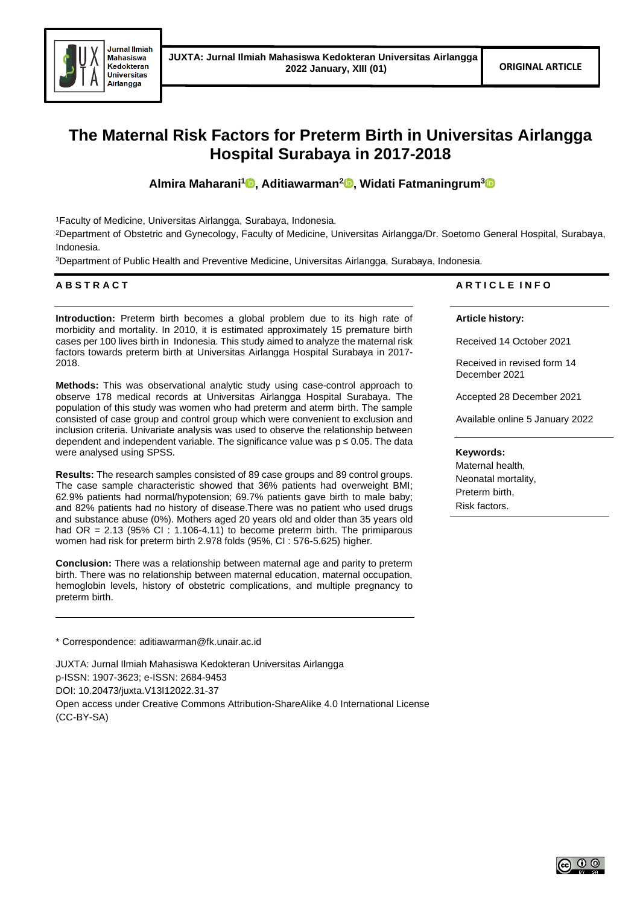# The Maternal Risk Factors for Preterm Birth in Universitas Airlangga Hospital Surabaya in 2017-2018

**Almira Maharani[1], Aditiawarman[2], Widati Fatmaningrum[3]**

[1]Faculty of Medicine, Universitas Airlangga, Surabaya, Indonesia.

[2]Department of Obstetric and Gynecology, Faculty of Medicine, Universitas Airlangga/Dr. Soetomo General Hospital, Surabaya, Indonesia.

[3]Department of Public Health and Preventive Medicine, Universitas Airlangga, Surabaya, Indonesia.

## ABSTRACT

**Introduction:** Preterm birth becomes a global problem due to its high rate of morbidity and mortality. In 2010, it is estimated approximately 15 premature birth cases per 100 lives birth in Indonesia. This study aimed to analyze the maternal risk factors towards preterm birth at Universitas Airlangga Hospital Surabaya in 2017-2018.

**Methods:** This was observational analytic study using case-control approach to observe 178 medical records at Universitas Airlangga Hospital Surabaya. The population of this study was women who had preterm and aterm birth. The sample consisted of case group and control group which were convenient to exclusion and inclusion criteria. Univariate analysis was used to observe the relationship between dependent and independent variable. The significance value was $p \leq 0.05$. The data were analysed using SPSS.

**Results:** The research samples consisted of 89 case groups and 89 control groups. The case sample characteristic showed that 36% patients had overweight BMI; 62.9% patients had normal/hypotension; 69.7% patients gave birth to male baby; and 82% patients had no history of disease.There was no patient who used drugs and substance abuse (0%). Mothers aged 20 years old and older than 35 years old had OR = 2.13 (95% CI : 1.106-4.11) to become preterm birth. The primiparous women had risk for preterm birth 2.978 folds (95%, CI : 576-5.625) higher.

**Conclusion:** There was a relationship between maternal age and parity to preterm birth. There was no relationship between maternal education, maternal occupation, hemoglobin levels, history of obstetric complications, and multiple pregnancy to preterm birth.

## ARTICLE INFO

**Article history:**

Received 14 October 2021

Received in revised form 14 December 2021

Accepted 28 December 2021

Available online 5 January 2022

**Keywords:**

Maternal health,
Neonatal mortality,
Preterm birth,
Risk factors.

---

* Correspondence: aditiawarman@fk.unair.ac.id

JUXTA: Jurnal Ilmiah Mahasiswa Kedokteran Universitas Airlangga
p-ISSN: 1907-3623; e-ISSN: 2684-9453
DOI: 10.20473/juxta.V13I12022.31-37
Open access under Creative Commons Attribution-ShareAlike 4.0 International License (CC-BY-SA)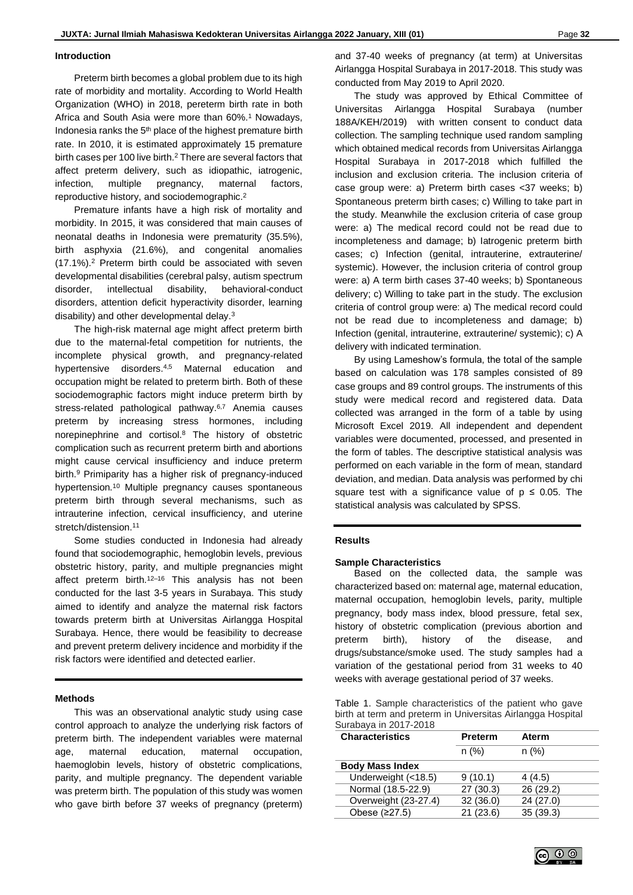## Introduction

Preterm birth becomes a global problem due to its high rate of morbidity and mortality. According to World Health Organization (WHO) in 2018, pereterm birth rate in both Africa and South Asia were more than 60%.[1] Nowadays, Indonesia ranks the 5th place of the highest premature birth rate. In 2010, it is estimated approximately 15 premature birth cases per 100 live birth.[2] There are several factors that affect preterm delivery, such as idiopathic, iatrogenic, infection, multiple pregnancy, maternal factors, reproductive history, and sociodemographic.[2]

Premature infants have a high risk of mortality and morbidity. In 2015, it was considered that main causes of neonatal deaths in Indonesia were prematurity (35.5%), birth asphyxia (21.6%), and congenital anomalies (17.1%).[2] Preterm birth could be associated with seven developmental disabilities (cerebral palsy, autism spectrum disorder, intellectual disability, behavioral-conduct disorders, attention deficit hyperactivity disorder, learning disability) and other developmental delay.[3]

The high-risk maternal age might affect preterm birth due to the maternal-fetal competition for nutrients, the incomplete physical growth, and pregnancy-related hypertensive disorders.[4,5] Maternal education and occupation might be related to preterm birth. Both of these sociodemographic factors might induce preterm birth by stress-related pathological pathway.[6,7] Anemia causes preterm by increasing stress hormones, including norepinephrine and cortisol.[8] The history of obstetric complication such as recurrent preterm birth and abortions might cause cervical insufficiency and induce preterm birth.[9] Primiparity has a higher risk of pregnancy-induced hypertension.[10] Multiple pregnancy causes spontaneous preterm birth through several mechanisms, such as intrauterine infection, cervical insufficiency, and uterine stretch/distension.[11]

Some studies conducted in Indonesia had already found that sociodemographic, hemoglobin levels, previous obstetric history, parity, and multiple pregnancies might affect preterm birth.[12–16] This analysis has not been conducted for the last 3-5 years in Surabaya. This study aimed to identify and analyze the maternal risk factors towards preterm birth at Universitas Airlangga Hospital Surabaya. Hence, there would be feasibility to decrease and prevent preterm delivery incidence and morbidity if the risk factors were identified and detected earlier.

## Methods

This was an observational analytic study using case control approach to analyze the underlying risk factors of preterm birth. The independent variables were maternal age, maternal education, maternal occupation, haemoglobin levels, history of obstetric complications, parity, and multiple pregnancy. The dependent variable was preterm birth. The population of this study was women who gave birth before 37 weeks of pregnancy (preterm) and 37-40 weeks of pregnancy (at term) at Universitas Airlangga Hospital Surabaya in 2017-2018. This study was conducted from May 2019 to April 2020.

The study was approved by Ethical Committee of Universitas Airlangga Hospital Surabaya (number 188A/KEH/2019) with written consent to conduct data collection. The sampling technique used random sampling which obtained medical records from Universitas Airlangga Hospital Surabaya in 2017-2018 which fulfilled the inclusion and exclusion criteria. The inclusion criteria of case group were: a) Preterm birth cases <37 weeks; b) Spontaneous preterm birth cases; c) Willing to take part in the study. Meanwhile the exclusion criteria of case group were: a) The medical record could not be read due to incompleteness and damage; b) Iatrogenic preterm birth cases; c) Infection (genital, intrauterine, extrauterine/ systemic). However, the inclusion criteria of control group were: a) A term birth cases 37-40 weeks; b) Spontaneous delivery; c) Willing to take part in the study. The exclusion criteria of control group were: a) The medical record could not be read due to incompleteness and damage; b) Infection (genital, intrauterine, extrauterine/ systemic); c) A delivery with indicated termination.

By using Lameshow's formula, the total of the sample based on calculation was 178 samples consisted of 89 case groups and 89 control groups. The instruments of this study were medical record and registered data. Data collected was arranged in the form of a table by using Microsoft Excel 2019. All independent and dependent variables were documented, processed, and presented in the form of tables. The descriptive statistical analysis was performed on each variable in the form of mean, standard deviation, and median. Data analysis was performed by chi square test with a significance value of $p \leq 0.05$. The statistical analysis was calculated by SPSS.

## Results

### Sample Characteristics

Based on the collected data, the sample was characterized based on: maternal age, maternal education, maternal occupation, hemoglobin levels, parity, multiple pregnancy, body mass index, blood pressure, fetal sex, history of obstetric complication (previous abortion and preterm birth), history of the disease, and drugs/substance/smoke used. The study samples had a variation of the gestational period from 31 weeks to 40 weeks with average gestational period of 37 weeks.

Table 1. Sample characteristics of the patient who gave birth at term and preterm in Universitas Airlangga Hospital Surabaya in 2017-2018

| Characteristics | Preterm | Aterm |
|---|---|---|
| | n (%) | n (%) |
| **Body Mass Index** | | |
| Underweight (<18.5) | 9 (10.1) | 4 (4.5) |
| Normal (18.5-22.9) | 27 (30.3) | 26 (29.2) |
| Overweight (23-27.4) | 32 (36.0) | 24 (27.0) |
| Obese (≥27.5) | 21 (23.6) | 35 (39.3) |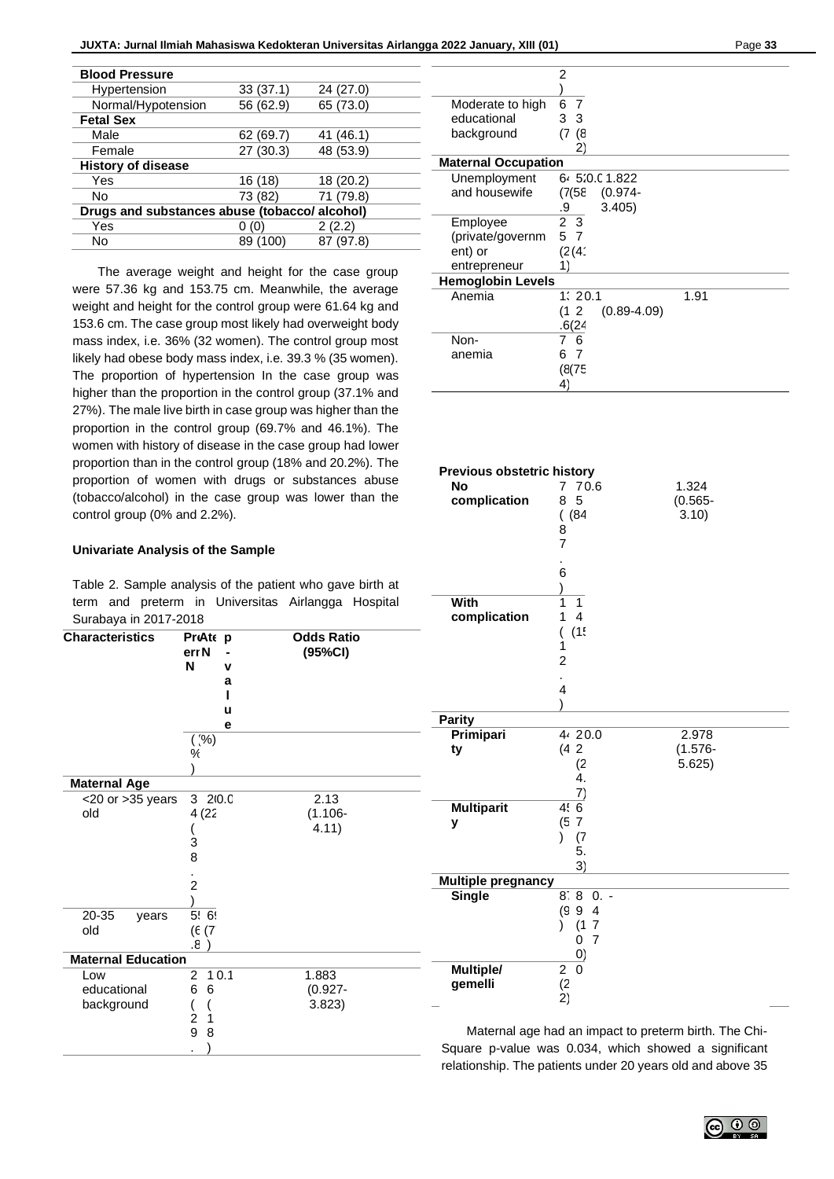| Blood Pressure | | |
|---|---|---|
| Hypertension | 33 (37.1) | 24 (27.0) |
| Normal/Hypotension | 56 (62.9) | 65 (73.0) |
| **Fetal Sex** | | |
| Male | 62 (69.7) | 41 (46.1) |
| Female | 27 (30.3) | 48 (53.9) |
| **History of disease** | | |
| Yes | 16 (18) | 18 (20.2) |
| No | 73 (82) | 71 (79.8) |
| **Drugs and substances abuse (tobacco/ alcohol)** | | |
| Yes | 0 (0) | 2 (2.2) |
| No | 89 (100) | 87 (97.8) |

The average weight and height for the case group were 57.36 kg and 153.75 cm. Meanwhile, the average weight and height for the control group were 61.64 kg and 153.6 cm. The case group most likely had overweight body mass index, i.e. 36% (32 women). The control group most likely had obese body mass index, i.e. 39.3 % (35 women). The proportion of hypertension In the case group was higher than the proportion in the control group (37.1% and 27%). The male live birth in case group was higher than the proportion in the control group (69.7% and 46.1%). The women with history of disease in the case group had lower proportion than in the control group (18% and 20.2%). The proportion of women with drugs or substances abuse (tobacco/alcohol) in the case group was lower than the control group (0% and 2.2%).

**Univariate Analysis of the Sample**

Table 2. Sample analysis of the patient who gave birth at term and preterm in Universitas Airlangga Hospital Surabaya in 2017-2018

| Characteristics | Preterm N (%) | Aterm N (%) | p-value | Odds Ratio (95%CI) |
|---|---|---|---|---|
| **Maternal Age** | | | | |
| <20 or >35 years old | 34 (38.2) | 20 (22 | 0.0 | 2.13 (1.106-4.11) |
| 20-35 years old | 55 (61.8) | 69 (7 | | |
| **Maternal Education** | | | | |
| Low educational background | 26 (29. | 16 (18) | 0.1 | 1.883 (0.927-3.823) |
| Moderate to high educational background | 63 (7 | 73 (82) | | |
| **Maternal Occupation** | | | | |
| Unemployment and housewife | 64 (71.9) | 52 (58 | 0.0 | 1.822 (0.974-3.405) |
| Employee (private/government) or entrepreneur | 25 (28.1) | 37 (41 | | |
| **Hemoglobin Levels** | | | | |
| Anemia | 13 (14.6) | 22 (24 | 0.1 | 1.91 (0.89-4.09) |
| Non-anemia | 76 (85.4) | 67 (75 | | |
| **Previous obstetric history** | | | | |
| No complication | 78 (87.6) | 75 (84 | 0.6 | 1.324 (0.565-3.10) |
| With complication | 11 (12.4) | 14 (15 | | |
| **Parity** | | | | |
| Primiparity | 44 (4 | 22 (24.7) | 0.0 | 2.978 (1.576-5.625) |
| Multiparity | 45 (5 | 67 (75.3) | | |
| **Multiple pregnancy** | | | | |
| Single | 87 (9 | 89 (100) | 0.497 | - |
| Multiple/gemelli | 2 (2) | 0 | | |

Maternal age had an impact to preterm birth. The Chi-Square p-value was 0.034, which showed a significant relationship. The patients under 20 years old and above 35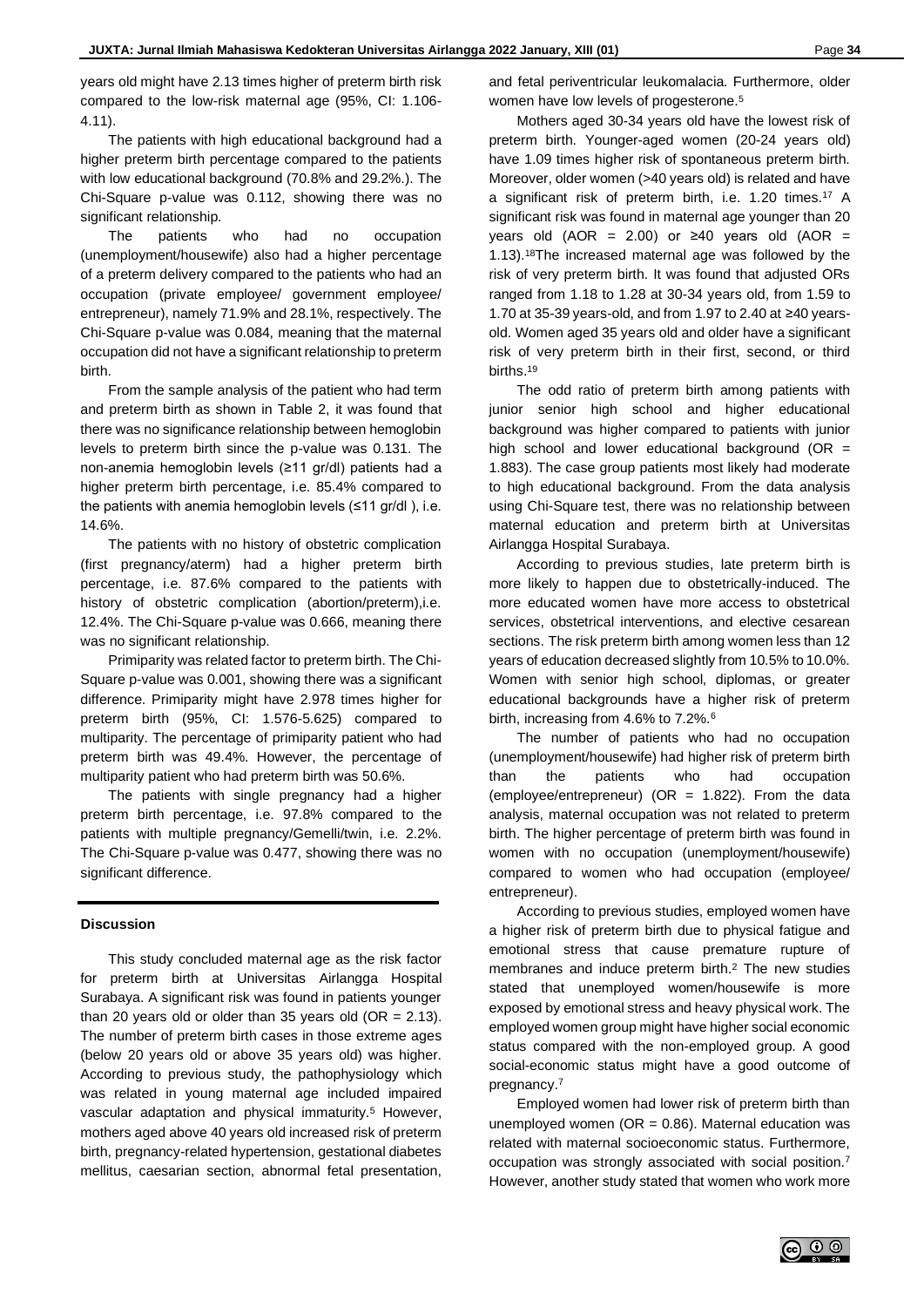years old might have 2.13 times higher of preterm birth risk compared to the low-risk maternal age (95%, CI: 1.106-4.11).

The patients with high educational background had a higher preterm birth percentage compared to the patients with low educational background (70.8% and 29.2%.). The Chi-Square p-value was 0.112, showing there was no significant relationship.

The patients who had no occupation (unemployment/housewife) also had a higher percentage of a preterm delivery compared to the patients who had an occupation (private employee/ government employee/ entrepreneur), namely 71.9% and 28.1%, respectively. The Chi-Square p-value was 0.084, meaning that the maternal occupation did not have a significant relationship to preterm birth.

From the sample analysis of the patient who had term and preterm birth as shown in Table 2, it was found that there was no significance relationship between hemoglobin levels to preterm birth since the p-value was 0.131. The non-anemia hemoglobin levels (≥11 gr/dl) patients had a higher preterm birth percentage, i.e. 85.4% compared to the patients with anemia hemoglobin levels (≤11 gr/dl ), i.e. 14.6%.

The patients with no history of obstetric complication (first pregnancy/aterm) had a higher preterm birth percentage, i.e. 87.6% compared to the patients with history of obstetric complication (abortion/preterm),i.e. 12.4%. The Chi-Square p-value was 0.666, meaning there was no significant relationship.

Primiparity was related factor to preterm birth. The Chi-Square p-value was 0.001, showing there was a significant difference. Primiparity might have 2.978 times higher for preterm birth (95%, CI: 1.576-5.625) compared to multiparity. The percentage of primiparity patient who had preterm birth was 49.4%. However, the percentage of multiparity patient who had preterm birth was 50.6%.

The patients with single pregnancy had a higher preterm birth percentage, i.e. 97.8% compared to the patients with multiple pregnancy/Gemelli/twin, i.e. 2.2%. The Chi-Square p-value was 0.477, showing there was no significant difference.

## Discussion

This study concluded maternal age as the risk factor for preterm birth at Universitas Airlangga Hospital Surabaya. A significant risk was found in patients younger than 20 years old or older than 35 years old (OR = 2.13). The number of preterm birth cases in those extreme ages (below 20 years old or above 35 years old) was higher. According to previous study, the pathophysiology which was related in young maternal age included impaired vascular adaptation and physical immaturity.[5] However, mothers aged above 40 years old increased risk of preterm birth, pregnancy-related hypertension, gestational diabetes mellitus, caesarian section, abnormal fetal presentation, and fetal periventricular leukomalacia. Furthermore, older women have low levels of progesterone.[5]

Mothers aged 30-34 years old have the lowest risk of preterm birth. Younger-aged women (20-24 years old) have 1.09 times higher risk of spontaneous preterm birth. Moreover, older women (>40 years old) is related and have a significant risk of preterm birth, i.e. 1.20 times.[17] A significant risk was found in maternal age younger than 20 years old (AOR = 2.00) or ≥40 years old (AOR = 1.13).[18]The increased maternal age was followed by the risk of very preterm birth. It was found that adjusted ORs ranged from 1.18 to 1.28 at 30-34 years old, from 1.59 to 1.70 at 35-39 years-old, and from 1.97 to 2.40 at ≥40 years-old. Women aged 35 years old and older have a significant risk of very preterm birth in their first, second, or third births.[19]

The odd ratio of preterm birth among patients with junior senior high school and higher educational background was higher compared to patients with junior high school and lower educational background (OR = 1.883). The case group patients most likely had moderate to high educational background. From the data analysis using Chi-Square test, there was no relationship between maternal education and preterm birth at Universitas Airlangga Hospital Surabaya.

According to previous studies, late preterm birth is more likely to happen due to obstetrically-induced. The more educated women have more access to obstetrical services, obstetrical interventions, and elective cesarean sections. The risk preterm birth among women less than 12 years of education decreased slightly from 10.5% to 10.0%. Women with senior high school, diplomas, or greater educational backgrounds have a higher risk of preterm birth, increasing from 4.6% to 7.2%.[6]

The number of patients who had no occupation (unemployment/housewife) had higher risk of preterm birth than the patients who had occupation (employee/entrepreneur) (OR = 1.822). From the data analysis, maternal occupation was not related to preterm birth. The higher percentage of preterm birth was found in women with no occupation (unemployment/housewife) compared to women who had occupation (employee/ entrepreneur).

According to previous studies, employed women have a higher risk of preterm birth due to physical fatigue and emotional stress that cause premature rupture of membranes and induce preterm birth.[2] The new studies stated that unemployed women/housewife is more exposed by emotional stress and heavy physical work. The employed women group might have higher social economic status compared with the non-employed group. A good social-economic status might have a good outcome of pregnancy.[7]

Employed women had lower risk of preterm birth than unemployed women (OR = 0.86). Maternal education was related with maternal socioeconomic status. Furthermore, occupation was strongly associated with social position.[7] However, another study stated that women who work more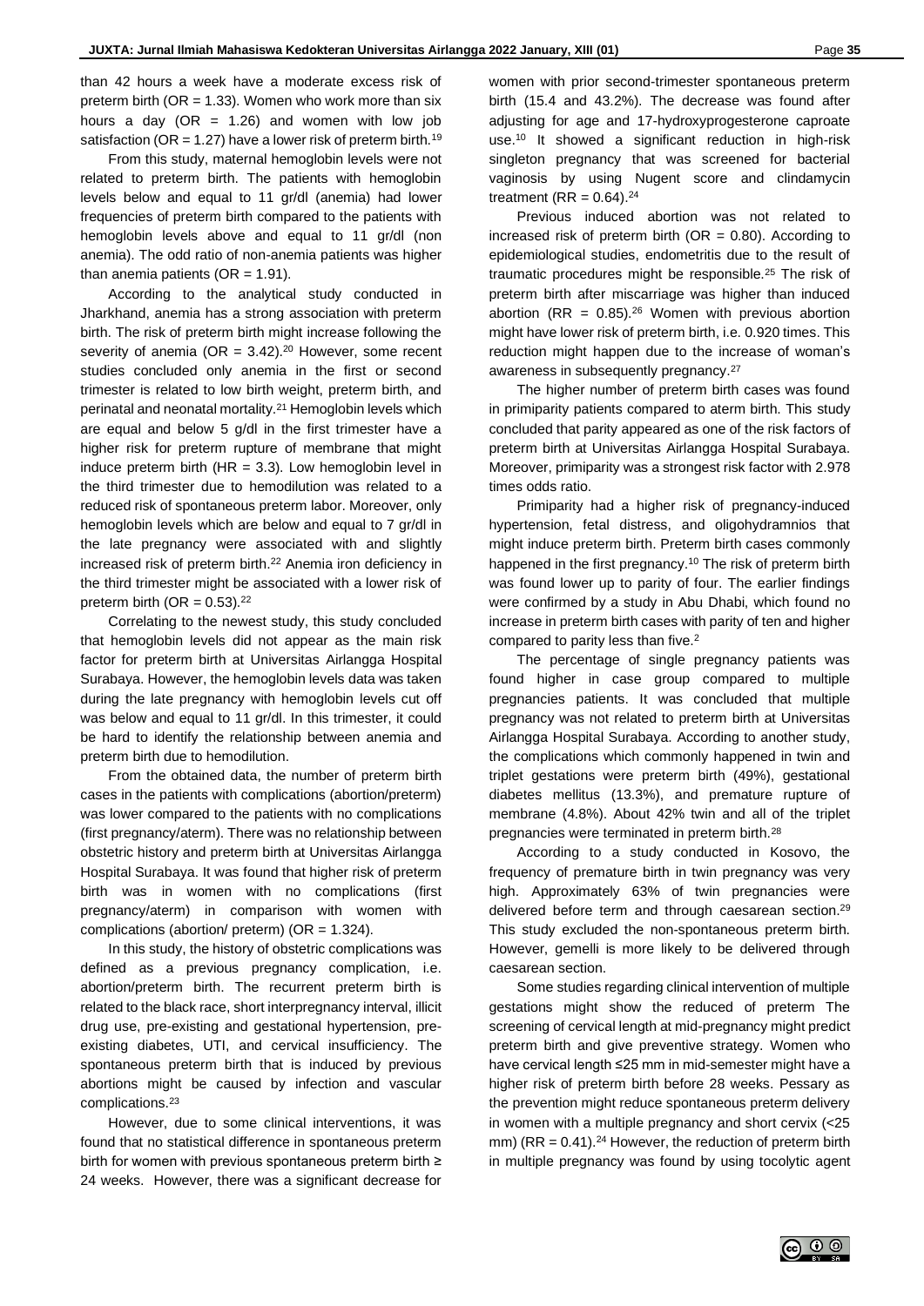than 42 hours a week have a moderate excess risk of preterm birth (OR = 1.33). Women who work more than six hours a day (OR = 1.26) and women with low job satisfaction (OR = 1.27) have a lower risk of preterm birth.[19]

From this study, maternal hemoglobin levels were not related to preterm birth. The patients with hemoglobin levels below and equal to 11 gr/dl (anemia) had lower frequencies of preterm birth compared to the patients with hemoglobin levels above and equal to 11 gr/dl (non anemia). The odd ratio of non-anemia patients was higher than anemia patients (OR = 1.91).

According to the analytical study conducted in Jharkhand, anemia has a strong association with preterm birth. The risk of preterm birth might increase following the severity of anemia (OR = 3.42).[20] However, some recent studies concluded only anemia in the first or second trimester is related to low birth weight, preterm birth, and perinatal and neonatal mortality.[21] Hemoglobin levels which are equal and below 5 g/dl in the first trimester have a higher risk for preterm rupture of membrane that might induce preterm birth (HR = 3.3). Low hemoglobin level in the third trimester due to hemodilution was related to a reduced risk of spontaneous preterm labor. Moreover, only hemoglobin levels which are below and equal to 7 gr/dl in the late pregnancy were associated with and slightly increased risk of preterm birth.[22] Anemia iron deficiency in the third trimester might be associated with a lower risk of preterm birth (OR = 0.53).[22]

Correlating to the newest study, this study concluded that hemoglobin levels did not appear as the main risk factor for preterm birth at Universitas Airlangga Hospital Surabaya. However, the hemoglobin levels data was taken during the late pregnancy with hemoglobin levels cut off was below and equal to 11 gr/dl. In this trimester, it could be hard to identify the relationship between anemia and preterm birth due to hemodilution.

From the obtained data, the number of preterm birth cases in the patients with complications (abortion/preterm) was lower compared to the patients with no complications (first pregnancy/aterm). There was no relationship between obstetric history and preterm birth at Universitas Airlangga Hospital Surabaya. It was found that higher risk of preterm birth was in women with no complications (first pregnancy/aterm) in comparison with women with complications (abortion/ preterm) (OR = 1.324).

In this study, the history of obstetric complications was defined as a previous pregnancy complication, i.e. abortion/preterm birth. The recurrent preterm birth is related to the black race, short interpregnancy interval, illicit drug use, pre-existing and gestational hypertension, pre-existing diabetes, UTI, and cervical insufficiency. The spontaneous preterm birth that is induced by previous abortions might be caused by infection and vascular complications.[23]

However, due to some clinical interventions, it was found that no statistical difference in spontaneous preterm birth for women with previous spontaneous preterm birth ≥ 24 weeks. However, there was a significant decrease for women with prior second-trimester spontaneous preterm birth (15.4 and 43.2%). The decrease was found after adjusting for age and 17-hydroxyprogesterone caproate use.[10] It showed a significant reduction in high-risk singleton pregnancy that was screened for bacterial vaginosis by using Nugent score and clindamycin treatment (RR = 0.64).[24]

Previous induced abortion was not related to increased risk of preterm birth (OR = 0.80). According to epidemiological studies, endometritis due to the result of traumatic procedures might be responsible.[25] The risk of preterm birth after miscarriage was higher than induced abortion (RR = 0.85).[26] Women with previous abortion might have lower risk of preterm birth, i.e. 0.920 times. This reduction might happen due to the increase of woman's awareness in subsequently pregnancy.[27]

The higher number of preterm birth cases was found in primiparity patients compared to aterm birth. This study concluded that parity appeared as one of the risk factors of preterm birth at Universitas Airlangga Hospital Surabaya. Moreover, primiparity was a strongest risk factor with 2.978 times odds ratio.

Primiparity had a higher risk of pregnancy-induced hypertension, fetal distress, and oligohydramnios that might induce preterm birth. Preterm birth cases commonly happened in the first pregnancy.[10] The risk of preterm birth was found lower up to parity of four. The earlier findings were confirmed by a study in Abu Dhabi, which found no increase in preterm birth cases with parity of ten and higher compared to parity less than five.[2]

The percentage of single pregnancy patients was found higher in case group compared to multiple pregnancies patients. It was concluded that multiple pregnancy was not related to preterm birth at Universitas Airlangga Hospital Surabaya. According to another study, the complications which commonly happened in twin and triplet gestations were preterm birth (49%), gestational diabetes mellitus (13.3%), and premature rupture of membrane (4.8%). About 42% twin and all of the triplet pregnancies were terminated in preterm birth.[28]

According to a study conducted in Kosovo, the frequency of premature birth in twin pregnancy was very high. Approximately 63% of twin pregnancies were delivered before term and through caesarean section.[29] This study excluded the non-spontaneous preterm birth. However, gemelli is more likely to be delivered through caesarean section.

Some studies regarding clinical intervention of multiple gestations might show the reduced of preterm The screening of cervical length at mid-pregnancy might predict preterm birth and give preventive strategy. Women who have cervical length ≤25 mm in mid-semester might have a higher risk of preterm birth before 28 weeks. Pessary as the prevention might reduce spontaneous preterm delivery in women with a multiple pregnancy and short cervix (<25 mm) (RR = 0.41).[24] However, the reduction of preterm birth in multiple pregnancy was found by using tocolytic agent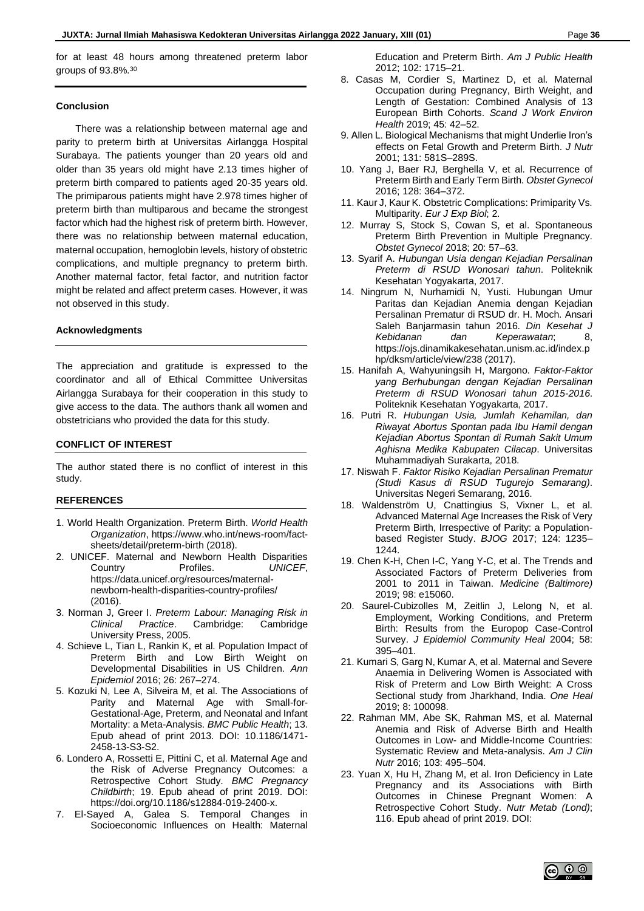for at least 48 hours among threatened preterm labor groups of 93.8%.[30]

## Conclusion

There was a relationship between maternal age and parity to preterm birth at Universitas Airlangga Hospital Surabaya. The patients younger than 20 years old and older than 35 years old might have 2.13 times higher of preterm birth compared to patients aged 20-35 years old. The primiparous patients might have 2.978 times higher of preterm birth than multiparous and became the strongest factor which had the highest risk of preterm birth. However, there was no relationship between maternal education, maternal occupation, hemoglobin levels, history of obstetric complications, and multiple pregnancy to preterm birth. Another maternal factor, fetal factor, and nutrition factor might be related and affect preterm cases. However, it was not observed in this study.

## Acknowledgments

The appreciation and gratitude is expressed to the coordinator and all of Ethical Committee Universitas Airlangga Surabaya for their cooperation in this study to give access to the data. The authors thank all women and obstetricians who provided the data for this study.

## CONFLICT OF INTEREST

The author stated there is no conflict of interest in this study.

## REFERENCES

1. World Health Organization. Preterm Birth. *World Health Organization*, https://www.who.int/news-room/fact-sheets/detail/preterm-birth (2018).
2. UNICEF. Maternal and Newborn Health Disparities Country Profiles. *UNICEF*, https://data.unicef.org/resources/maternal-newborn-health-disparities-country-profiles/ (2016).
3. Norman J, Greer I. *Preterm Labour: Managing Risk in Clinical Practice*. Cambridge: Cambridge University Press, 2005.
4. Schieve L, Tian L, Rankin K, et al. Population Impact of Preterm Birth and Low Birth Weight on Developmental Disabilities in US Children. *Ann Epidemiol* 2016; 26: 267–274.
5. Kozuki N, Lee A, Silveira M, et al. The Associations of Parity and Maternal Age with Small-for-Gestational-Age, Preterm, and Neonatal and Infant Mortality: a Meta-Analysis. *BMC Public Health*; 13. Epub ahead of print 2013. DOI: 10.1186/1471-2458-13-S3-S2.
6. Londero A, Rossetti E, Pittini C, et al. Maternal Age and the Risk of Adverse Pregnancy Outcomes: a Retrospective Cohort Study. *BMC Pregnancy Childbirth*; 19. Epub ahead of print 2019. DOI: https://doi.org/10.1186/s12884-019-2400-x.
7. El-Sayed A, Galea S. Temporal Changes in Socioeconomic Influences on Health: Maternal Education and Preterm Birth. *Am J Public Health* 2012; 102: 1715–21.
8. Casas M, Cordier S, Martinez D, et al. Maternal Occupation during Pregnancy, Birth Weight, and Length of Gestation: Combined Analysis of 13 European Birth Cohorts. *Scand J Work Environ Health* 2019; 45: 42–52.
9. Allen L. Biological Mechanisms that might Underlie Iron's effects on Fetal Growth and Preterm Birth. *J Nutr* 2001; 131: 581S–289S.
10. Yang J, Baer RJ, Berghella V, et al. Recurrence of Preterm Birth and Early Term Birth. *Obstet Gynecol* 2016; 128: 364–372.
11. Kaur J, Kaur K. Obstetric Complications: Primiparity Vs. Multiparity. *Eur J Exp Biol*; 2.
12. Murray S, Stock S, Cowan S, et al. Spontaneous Preterm Birth Prevention in Multiple Pregnancy. *Obstet Gynecol* 2018; 20: 57–63.
13. Syarif A. *Hubungan Usia dengan Kejadian Persalinan Preterm di RSUD Wonosari tahun*. Politeknik Kesehatan Yogyakarta, 2017.
14. Ningrum N, Nurhamidi N, Yusti. Hubungan Umur Paritas dan Kejadian Anemia dengan Kejadian Persalinan Prematur di RSUD dr. H. Moch. Ansari Saleh Banjarmasin tahun 2016. *Din Kesehat J Kebidanan dan Keperawatan*; 8, https://ojs.dinamikakesehatan.unism.ac.id/index.php/dksm/article/view/238 (2017).
15. Hanifah A, Wahyuningsih H, Margono. *Faktor-Faktor yang Berhubungan dengan Kejadian Persalinan Preterm di RSUD Wonosari tahun 2015-2016*. Politeknik Kesehatan Yogyakarta, 2017.
16. Putri R. *Hubungan Usia, Jumlah Kehamilan, dan Riwayat Abortus Spontan pada Ibu Hamil dengan Kejadian Abortus Spontan di Rumah Sakit Umum Aghisna Medika Kabupaten Cilacap*. Universitas Muhammadiyah Surakarta, 2018.
17. Niswah F. *Faktor Risiko Kejadian Persalinan Prematur (Studi Kasus di RSUD Tugurejo Semarang)*. Universitas Negeri Semarang, 2016.
18. Waldenström U, Cnattingius S, Vixner L, et al. Advanced Maternal Age Increases the Risk of Very Preterm Birth, Irrespective of Parity: a Population-based Register Study. *BJOG* 2017; 124: 1235–1244.
19. Chen K-H, Chen I-C, Yang Y-C, et al. The Trends and Associated Factors of Preterm Deliveries from 2001 to 2011 in Taiwan. *Medicine (Baltimore)* 2019; 98: e15060.
20. Saurel-Cubizolles M, Zeitlin J, Lelong N, et al. Employment, Working Conditions, and Preterm Birth: Results from the Europop Case-Control Survey. *J Epidemiol Community Heal* 2004; 58: 395–401.
21. Kumari S, Garg N, Kumar A, et al. Maternal and Severe Anaemia in Delivering Women is Associated with Risk of Preterm and Low Birth Weight: A Cross Sectional study from Jharkhand, India. *One Heal* 2019; 8: 100098.
22. Rahman MM, Abe SK, Rahman MS, et al. Maternal Anemia and Risk of Adverse Birth and Health Outcomes in Low- and Middle-Income Countries: Systematic Review and Meta-analysis. *Am J Clin Nutr* 2016; 103: 495–504.
23. Yuan X, Hu H, Zhang M, et al. Iron Deficiency in Late Pregnancy and its Associations with Birth Outcomes in Chinese Pregnant Women: A Retrospective Cohort Study. *Nutr Metab (Lond)*; 116. Epub ahead of print 2019. DOI: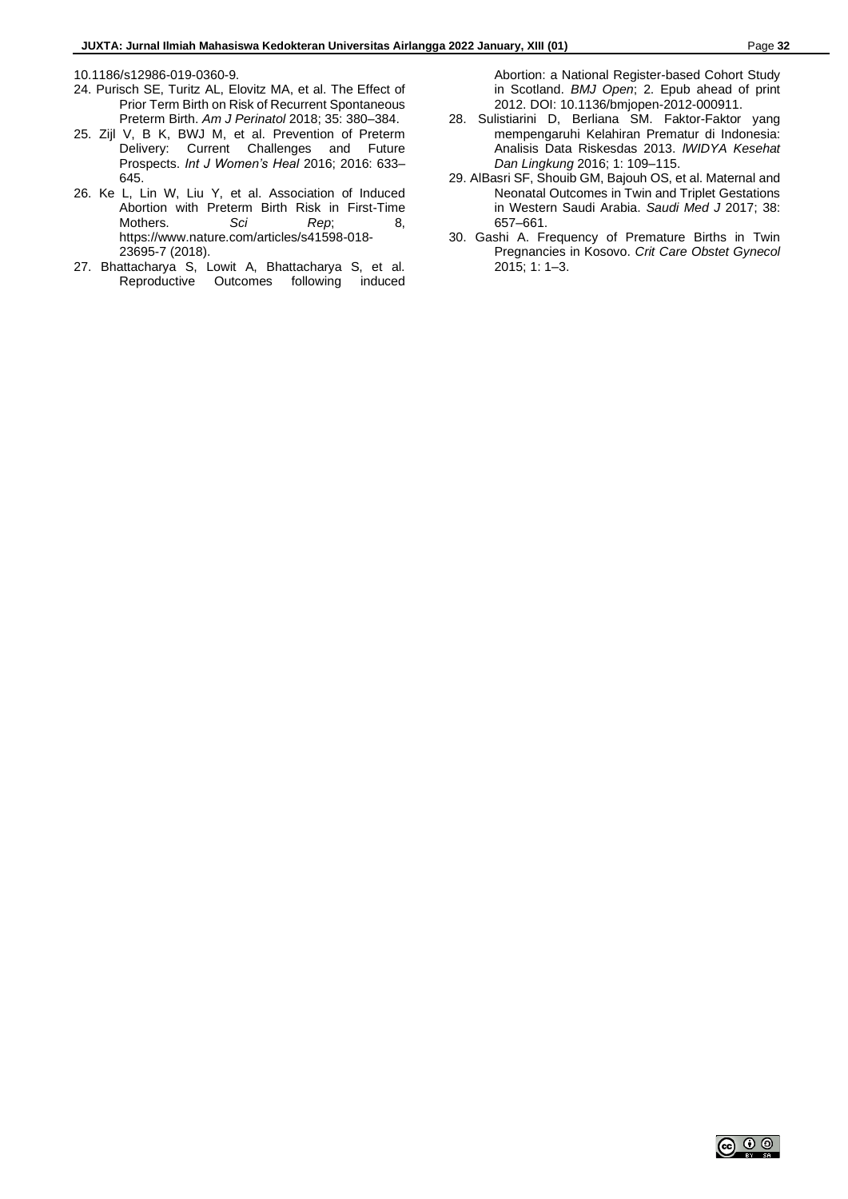10.1186/s12986-019-0360-9.

24. Purisch SE, Turitz AL, Elovitz MA, et al. The Effect of Prior Term Birth on Risk of Recurrent Spontaneous Preterm Birth. *Am J Perinatol* 2018; 35: 380–384.
25. Zijl V, B K, BWJ M, et al. Prevention of Preterm Delivery: Current Challenges and Future Prospects. *Int J Women's Heal* 2016; 2016: 633–645.
26. Ke L, Lin W, Liu Y, et al. Association of Induced Abortion with Preterm Birth Risk in First-Time Mothers. *Sci Rep*; 8, https://www.nature.com/articles/s41598-018-23695-7 (2018).
27. Bhattacharya S, Lowit A, Bhattacharya S, et al. Reproductive Outcomes following induced Abortion: a National Register-based Cohort Study in Scotland. *BMJ Open*; 2. Epub ahead of print 2012. DOI: 10.1136/bmjopen-2012-000911.
28. Sulistiarini D, Berliana SM. Faktor-Faktor yang mempengaruhi Kelahiran Prematur di Indonesia: Analisis Data Riskesdas 2013. *IWIDYA Kesehat Dan Lingkung* 2016; 1: 109–115.
29. AlBasri SF, Shouib GM, Bajouh OS, et al. Maternal and Neonatal Outcomes in Twin and Triplet Gestations in Western Saudi Arabia. *Saudi Med J* 2017; 38: 657–661.
30. Gashi A. Frequency of Premature Births in Twin Pregnancies in Kosovo. *Crit Care Obstet Gynecol* 2015; 1: 1–3.